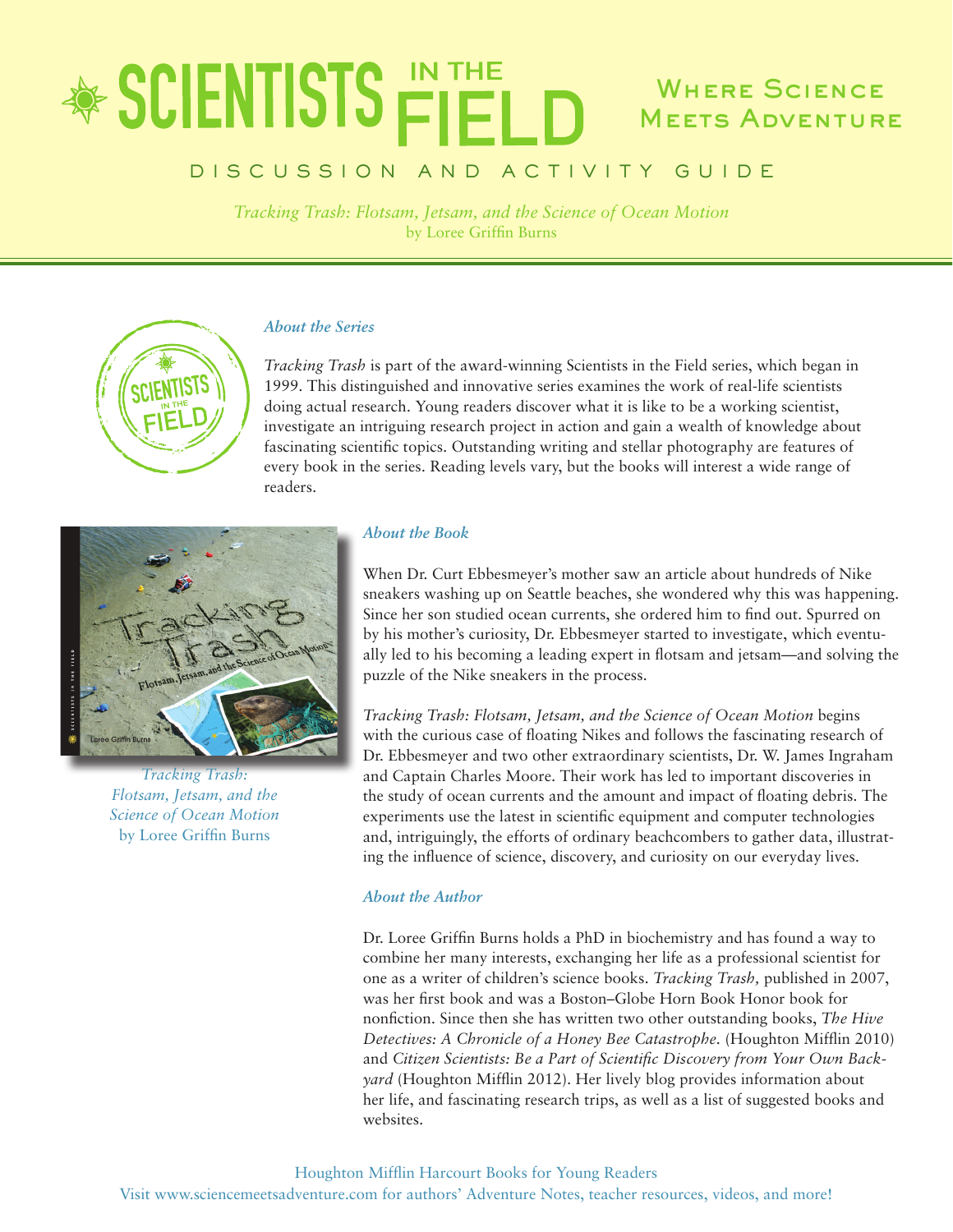# SCIENTISTS IN THE FIELD

**Where Science Meets Adventure**

## DISCUSSION AND ACTIVITY GUIDE

*Tracking Trash: Flotsam, Jetsam, and the Science of Ocean Motion*
by Loree Griffin Burns

### *About the Series*

*Tracking Trash* is part of the award-winning Scientists in the Field series, which began in 1999. This distinguished and innovative series examines the work of real-life scientists doing actual research. Young readers discover what it is like to be a working scientist, investigate an intriguing research project in action and gain a wealth of knowledge about fascinating scientific topics. Outstanding writing and stellar photography are features of every book in the series. Reading levels vary, but the books will interest a wide range of readers.

*Tracking Trash: Flotsam, Jetsam, and the Science of Ocean Motion*
by Loree Griffin Burns

### *About the Book*

When Dr. Curt Ebbesmeyer's mother saw an article about hundreds of Nike sneakers washing up on Seattle beaches, she wondered why this was happening. Since her son studied ocean currents, she ordered him to find out. Spurred on by his mother's curiosity, Dr. Ebbesmeyer started to investigate, which eventually led to his becoming a leading expert in flotsam and jetsam—and solving the puzzle of the Nike sneakers in the process.

*Tracking Trash: Flotsam, Jetsam, and the Science of Ocean Motion* begins with the curious case of floating Nikes and follows the fascinating research of Dr. Ebbesmeyer and two other extraordinary scientists, Dr. W. James Ingraham and Captain Charles Moore. Their work has led to important discoveries in the study of ocean currents and the amount and impact of floating debris. The experiments use the latest in scientific equipment and computer technologies and, intriguingly, the efforts of ordinary beachcombers to gather data, illustrating the influence of science, discovery, and curiosity on our everyday lives.

### *About the Author*

Dr. Loree Griffin Burns holds a PhD in biochemistry and has found a way to combine her many interests, exchanging her life as a professional scientist for one as a writer of children's science books. *Tracking Trash,* published in 2007, was her first book and was a Boston–Globe Horn Book Honor book for nonfiction. Since then she has written two other outstanding books, *The Hive Detectives: A Chronicle of a Honey Bee Catastrophe.* (Houghton Mifflin 2010) and *Citizen Scientists: Be a Part of Scientific Discovery from Your Own Backyard* (Houghton Mifflin 2012). Her lively blog provides information about her life, and fascinating research trips, as well as a list of suggested books and websites.

Houghton Mifflin Harcourt Books for Young Readers
Visit www.sciencemeetsadventure.com for authors' Adventure Notes, teacher resources, videos, and more!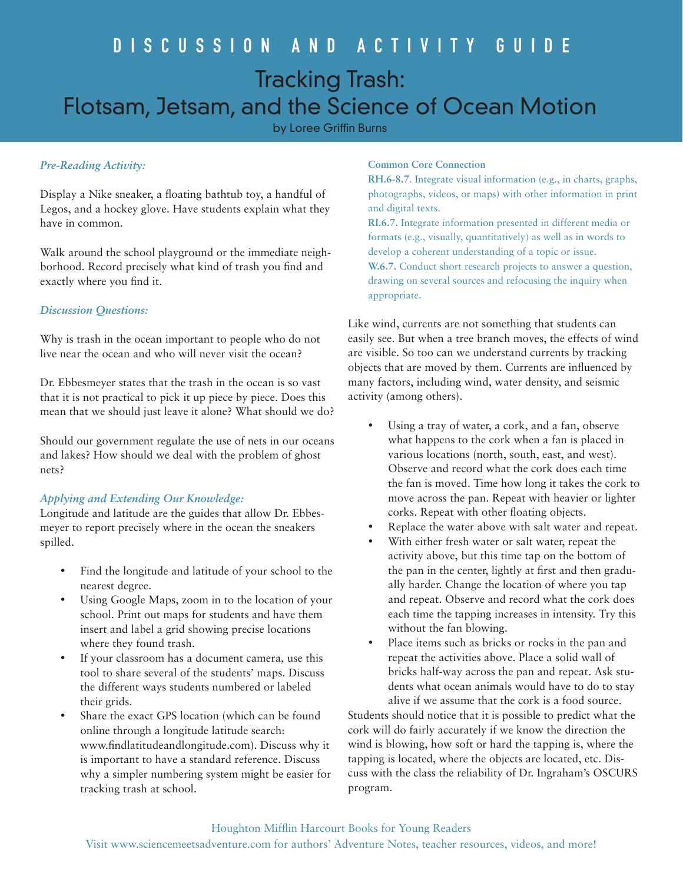# DISCUSSION AND ACTIVITY GUIDE

## Tracking Trash: Flotsam, Jetsam, and the Science of Ocean Motion

by Loree Griffin Burns

### *Pre-Reading Activity:*

Display a Nike sneaker, a floating bathtub toy, a handful of Legos, and a hockey glove. Have students explain what they have in common.

Walk around the school playground or the immediate neighborhood. Record precisely what kind of trash you find and exactly where you find it.

### *Discussion Questions:*

Why is trash in the ocean important to people who do not live near the ocean and who will never visit the ocean?

Dr. Ebbesmeyer states that the trash in the ocean is so vast that it is not practical to pick it up piece by piece. Does this mean that we should just leave it alone? What should we do?

Should our government regulate the use of nets in our oceans and lakes? How should we deal with the problem of ghost nets?

### *Applying and Extending Our Knowledge:*

Longitude and latitude are the guides that allow Dr. Ebbesmeyer to report precisely where in the ocean the sneakers spilled.

- Find the longitude and latitude of your school to the nearest degree.
- Using Google Maps, zoom in to the location of your school. Print out maps for students and have them insert and label a grid showing precise locations where they found trash.
- If your classroom has a document camera, use this tool to share several of the students' maps. Discuss the different ways students numbered or labeled their grids.
- Share the exact GPS location (which can be found online through a longitude latitude search: www.findlatitudeandlongitude.com). Discuss why it is important to have a standard reference. Discuss why a simpler numbering system might be easier for tracking trash at school.

**Common Core Connection**

**RH.6-8.7**. Integrate visual information (e.g., in charts, graphs, photographs, videos, or maps) with other information in print and digital texts.

**RI.6.7.** Integrate information presented in different media or formats (e.g., visually, quantitatively) as well as in words to develop a coherent understanding of a topic or issue.

**W.6.7.** Conduct short research projects to answer a question, drawing on several sources and refocusing the inquiry when appropriate.

Like wind, currents are not something that students can easily see. But when a tree branch moves, the effects of wind are visible. So too can we understand currents by tracking objects that are moved by them. Currents are influenced by many factors, including wind, water density, and seismic activity (among others).

- Using a tray of water, a cork, and a fan, observe what happens to the cork when a fan is placed in various locations (north, south, east, and west). Observe and record what the cork does each time the fan is moved. Time how long it takes the cork to move across the pan. Repeat with heavier or lighter corks. Repeat with other floating objects.
- Replace the water above with salt water and repeat.
- With either fresh water or salt water, repeat the activity above, but this time tap on the bottom of the pan in the center, lightly at first and then gradually harder. Change the location of where you tap and repeat. Observe and record what the cork does each time the tapping increases in intensity. Try this without the fan blowing.
- Place items such as bricks or rocks in the pan and repeat the activities above. Place a solid wall of bricks half-way across the pan and repeat. Ask students what ocean animals would have to do to stay alive if we assume that the cork is a food source.

Students should notice that it is possible to predict what the cork will do fairly accurately if we know the direction the wind is blowing, how soft or hard the tapping is, where the tapping is located, where the objects are located, etc. Discuss with the class the reliability of Dr. Ingraham's OSCURS program.

Houghton Mifflin Harcourt Books for Young Readers

Visit www.sciencemeetsadventure.com for authors' Adventure Notes, teacher resources, videos, and more!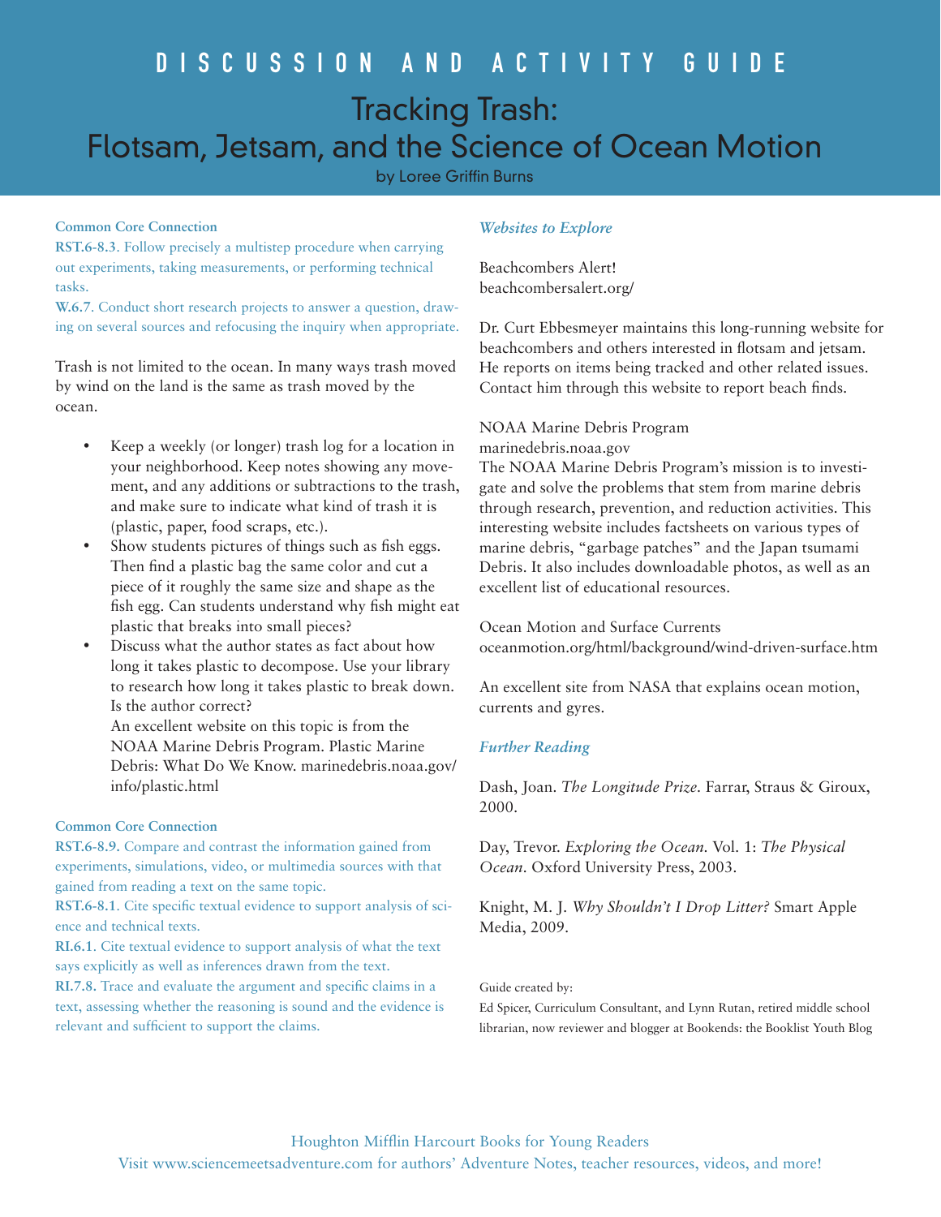# DISCUSSION AND ACTIVITY GUIDE

## Tracking Trash: Flotsam, Jetsam, and the Science of Ocean Motion

by Loree Griffin Burns

**Common Core Connection**

**RST.6-8.3**. Follow precisely a multistep procedure when carrying out experiments, taking measurements, or performing technical tasks.

**W.6.7**. Conduct short research projects to answer a question, drawing on several sources and refocusing the inquiry when appropriate.

Trash is not limited to the ocean. In many ways trash moved by wind on the land is the same as trash moved by the ocean.

- Keep a weekly (or longer) trash log for a location in your neighborhood. Keep notes showing any movement, and any additions or subtractions to the trash, and make sure to indicate what kind of trash it is (plastic, paper, food scraps, etc.).
- Show students pictures of things such as fish eggs. Then find a plastic bag the same color and cut a piece of it roughly the same size and shape as the fish egg. Can students understand why fish might eat plastic that breaks into small pieces?
- Discuss what the author states as fact about how long it takes plastic to decompose. Use your library to research how long it takes plastic to break down. Is the author correct?
  An excellent website on this topic is from the NOAA Marine Debris Program. Plastic Marine Debris: What Do We Know. marinedebris.noaa.gov/info/plastic.html

**Common Core Connection**

**RST.6-8.9**. Compare and contrast the information gained from experiments, simulations, video, or multimedia sources with that gained from reading a text on the same topic.

**RST.6-8.1**. Cite specific textual evidence to support analysis of science and technical texts.

**RI.6.1**. Cite textual evidence to support analysis of what the text says explicitly as well as inferences drawn from the text.

**RI.7.8**. Trace and evaluate the argument and specific claims in a text, assessing whether the reasoning is sound and the evidence is relevant and sufficient to support the claims.

### *Websites to Explore*

Beachcombers Alert!
beachcombersalert.org/

Dr. Curt Ebbesmeyer maintains this long-running website for beachcombers and others interested in flotsam and jetsam. He reports on items being tracked and other related issues. Contact him through this website to report beach finds.

NOAA Marine Debris Program
marinedebris.noaa.gov
The NOAA Marine Debris Program's mission is to investigate and solve the problems that stem from marine debris through research, prevention, and reduction activities. This interesting website includes factsheets on various types of marine debris, "garbage patches" and the Japan tsumami Debris. It also includes downloadable photos, as well as an excellent list of educational resources.

Ocean Motion and Surface Currents
oceanmotion.org/html/background/wind-driven-surface.htm

An excellent site from NASA that explains ocean motion, currents and gyres.

### *Further Reading*

Dash, Joan. *The Longitude Prize*. Farrar, Straus & Giroux, 2000.

Day, Trevor. *Exploring the Ocean*. Vol. 1: *The Physical Ocean*. Oxford University Press, 2003.

Knight, M. J. *Why Shouldn't I Drop Litter?* Smart Apple Media, 2009.

Guide created by:
Ed Spicer, Curriculum Consultant, and Lynn Rutan, retired middle school librarian, now reviewer and blogger at Bookends: the Booklist Youth Blog

Houghton Mifflin Harcourt Books for Young Readers
Visit www.sciencemeetsadventure.com for authors' Adventure Notes, teacher resources, videos, and more!